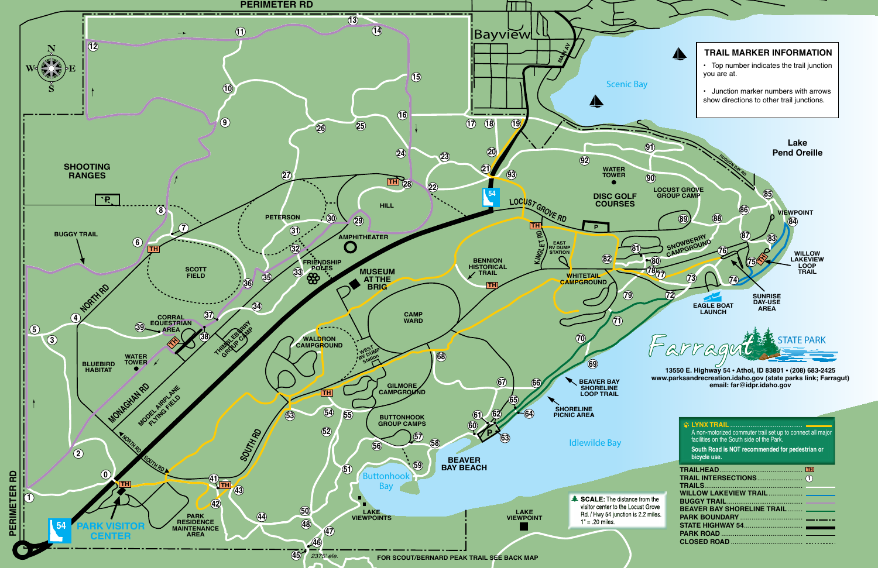## TRAIL MARKER INFORMATION

- Top number indicates the trail junction you are at.
- Junction marker numbers with arrows show directions to other trail junctions.

# Farragut STATE PARK

13550 E. Highway 54 • Athol, ID 83801 • (208) 683-2425
www.parksandrecreation.idaho.gov (state parks link; Farragut)
email: far@idpr.idaho.gov

**LYNX TRAIL** ........................................
A non-motorized commuter trail set up to connect all major facilities on the South side of the Park.
**South Road is NOT recommended for pedestrian or bicycle use.**

- TRAILHEAD ........................................ TH
- TRAIL INTERSECTIONS ........................ ①
- TRAILS
- WILLOW LAKEVIEW TRAIL
- BUGGY TRAIL
- BEAVER BAY SHORELINE TRAIL
- PARK BOUNDARY
- STATE HIGHWAY 54
- PARK ROAD
- CLOSED ROAD

**SCALE:** The distance from the visitor center to the Locust Grove Rd. / Hwy 54 junction is 2.2 miles. 1" = .20 miles.

PERIMETER RD
Bayview
MAIN AV
Scenic Bay
Lake Pend Oreille
HUDSON BAY RD
SHOOTING RANGES
P
BUGGY TRAIL
NORTH RD
SCOTT FIELD
PETERSON
HILL
AMPHITHEATER
FRIENDSHIP POLES
MUSEUM AT THE BRIG
CORRAL EQUESTRIAN AREA
THIMBLEBERRY GROUP CAMP
BLUEBIRD HABITAT
WATER TOWER
MONAGHAN RD
MODEL AIRPLANE FLYING FIELD
NORTH RD
SOUTH RD
WALDRON CAMPGROUND
WEST RV DUMP Station
CAMP WARD
GILMORE CAMPGROUND
BUTTONHOOK GROUP CAMPS
SOUTH RD
BENNION HISTORICAL TRAIL
LOCUST GROVE RD
KINGLET RD
EAST RV DUMP STATION
WHITETAIL CAMPGROUND
WATER TOWER
DISC GOLF COURSES
LOCUST GROVE GROUP CAMP
SNOWBERRY CAMPGROUND
VIEWPOINT
WILLOW LAKEVIEW LOOP TRAIL
SUNRISE DAY-USE AREA
EAGLE BOAT LAUNCH
BEAVER BAY SHORELINE LOOP TRAIL
SHORELINE PICNIC AREA
Idlewilde Bay
BEAVER BAY BEACH
Buttonhook Bay
LAKE VIEWPOINTS
LAKE VIEWPOINT
PARK RESIDENCE MAINTENANCE AREA
PARK VISITOR CENTER
54
2375' ele.
FOR SCOUT/BERNARD PEAK TRAIL SEE BACK MAP
PERIMETER RD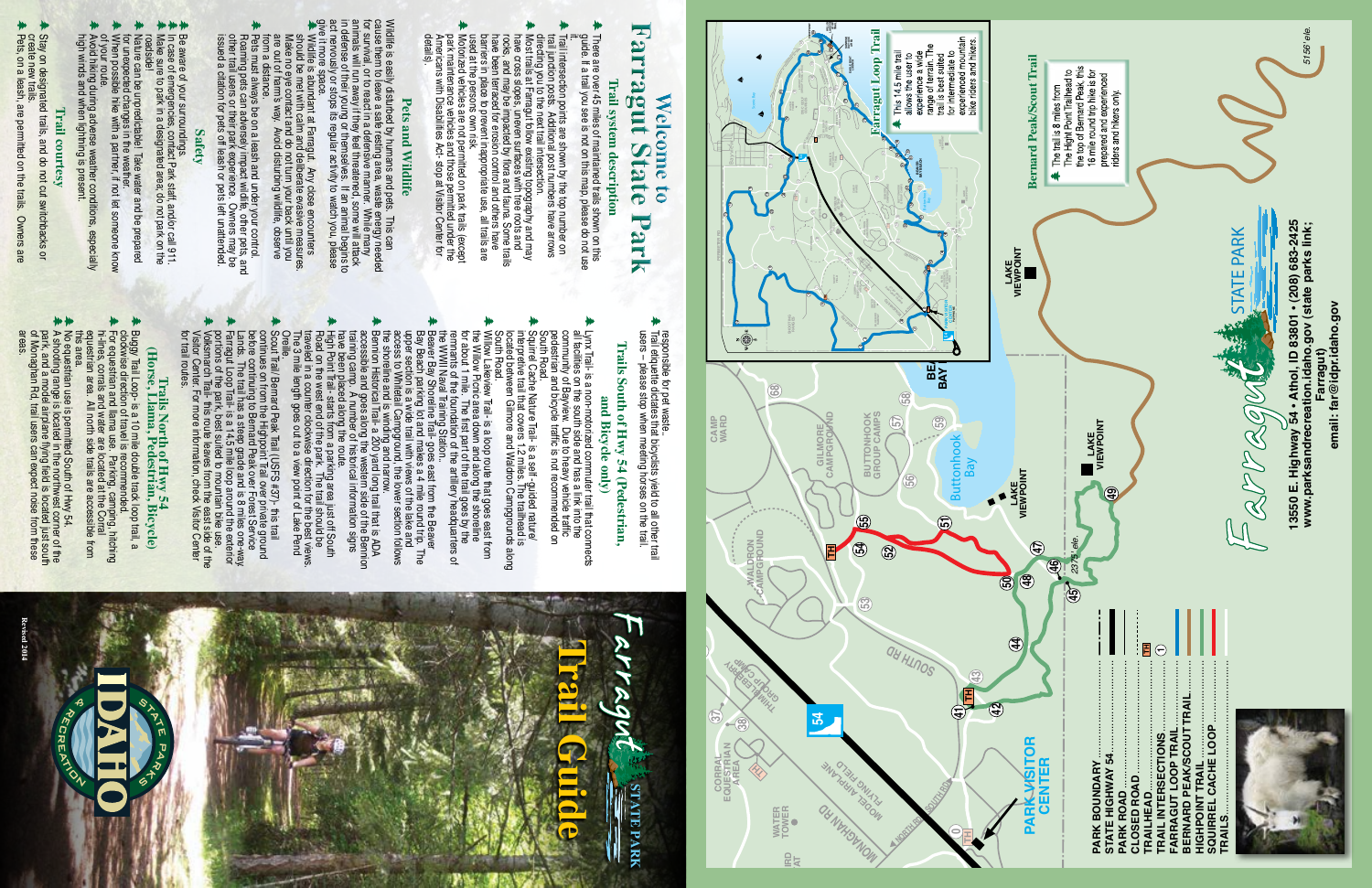# Welcome to Farragut State Park

## Trail system description

- There are over 45 miles of maintained trails shown on this guide. If a trail you see is not on this map, please do not use it.
- Trail intersection points are shown by the trail number on trail junction posts. Additional post numbers have arrows directing you to the next trail intersection.
- Most trails at Farragut follow existing topography and may have cross slopes, uneven surfaces with tree roots and rocks, and may be impacted by flora and fauna. Some trails have been terraced for erosion control and others have barriers in place to prevent inappropriate use. All trails are used at the users own risk.
- Motorized vehicles are not permitted on park trails (except park maintenance vehicles and those permitted under the Americans with Disabilities Act- stop at Visitor Center for details).

## Pets and Wildlife

Wildlife is easily disturbed by humans and pets. This can cause them to leave a safe resting area, waste energy needed for survival, or to react in a defensive manner. While many animals will run away if they feel threatened, some will attack in defense of their young or themselves. If an animal begins to act nervous or stops its regular activity to watch you, please give it more space.

- Wildlife is abundant at Farragut. Any close encounters should be met with calm and deliberate evasive measures. Make no eye contact and do not turn your back until you are out of harm's way. Avoid disturbing wildlife, observe from a distance.
- Pets must always be on a leash and under your control. Pets can detrimentally impact wildlife, other pets, and other trail users or their park experience. Owners may be issued a citation for pets off leash or pets left unattended.

## Safety

- Be aware of your surroundings.
- In case of emergencies, contact Park staff, and/or call 911.
- Make sure to park in a designated area, do not park on the roadside!
- Nature can be unpredictable! Take water and be prepared for unexpected changes in the weather.
- When possible hike with a partner; if not let someone know of your route.
- Avoid hiking during adverse weather conditions, especially high winds and when lightning is present.

## Trail courtesy

- Stay on designated trails, and do not cut switchbacks or create new trails.
- Pets, on a leash, are permitted on the trails. Owners are responsible for pet waste.
- Trail etiquette dictates that bicyclists yield to all other trail users – please stop when meeting horses on the trail.

## Trails South of Hwy 54 (Pedestrian, and Bicycle only)

- Lynx Trail- is a non-motorized commuter trail that connects all facilities on the south side and has a link into the community of Bayview. Due to heavy vehicle traffic pedestrian and bicycle traffic is not recommended on South Road.
- Squirrel Cache Nature Trail- is a self-guided nature/interpretive trail that covers 1.2 miles. The trailhead is located between Gilmore and Waldron Campgrounds along South Road.
- Willow Lakeview Trail- is a loop route that goes east from the Willow Picnic area down and along the shoreline for about 1 mile. The first part of the trail goes by the remnants of the foundation of the artillery headquarters of the WWII Naval Training Station.
- Beaver Bay Shoreline Trail- goes east from the Beaver Bay Beach parking lot and makes a 4 mile round trip. The upper section is a wide trail with views of the lake and access to Whitetail Campground, the lower section follows the shoreline and is winding and narrow.
- Bennion Historical Trail- a 200 yard long trail that is ADA accessible and goes along the western side of the Bennion training camp. A number of historical information signs have been placed along the route.
- High Point Trail- starts from a parking area just off South Road on the west end of the park. This trail should be traveled in a counter clockwise direction for best views. The 3 mile length goes out to a view point of Lake Pend Oreille.
- Scout Trail/ Bernard Peak Trail (USFS #37)- this trail continues on from the Highpoint Trail over private ground before continuing to Bernard Peak over Forest Service Lands. The trail has a steep grade and is 8 miles one-way.
- Farragut Loop Trail- a 14.5 mile loop around the exterior boundary of the park. This is a great trail for mountain biking.
- Volksmarch Trail- this route leaves from the east side of the Visitor Center. For more information, check Visitor Center for trail routes.

## Trails North of Hwy 54 (Horse, Llama, Pedestrian, Bicycle)

- Buggy Trail Loop- is a 10 mile double track loop trail, a clockwise direction of travel is recommended.
- For equestrian and llama use. Parking, camping, hitching rails, corrals and water are located at the Corral equestrian area. All north side trails are accessed from this area.
- No equestrian use is permitted South of Hwy 54.
- A shooting range is located in the northwest corner of the park, and a model airplane flying field is located just south of Monaghan Rd, trail users can expect noise from these areas.

Revised 2004

# Farragut Trail Guide

STATE PARK

IDAHO STATE PARKS & RECREATION

Farragut STATE PARK

13550 E. Highway 54 • Athol, ID 83801 • (208) 683-2425
www.parksandrecreation.idaho.gov (state parks link; Farragut)
email: far@idpr.idaho.gov

## Bernard Peak/Scout Trail

The trail is 8 miles from The Hight Point Trailhead to the top of Bernard Peak, this 16 mile round trip hike is for prepared and experienced riders and hikers only.

5156' ele.

## Farragut Loop Trail

This 14.5 mile trail allows the user to experience a wide range of terrain. The trail is best suited for intermediate to experienced mountain bike riders and hikers.

PARK BOUNDARY
STATE HIGHWAY 54
PARK ROAD
CLOSED ROAD
TRAILHEAD
TRAIL INTERSECTIONS
FARRAGUT LOOP TRAIL
BERNARD PEAK/SCOUT TRAIL
HIGHPOINT TRAIL
SQUIRREL CACHE LOOP
TRAILS

LAKE VIEWPOINT
LAKE VIEWPOINT
LAKE VIEWPOINT
2375' ele.
BEAVER BAY
Buttonhook Bay
BUTTONHOOK GROUP CAMPS
GILMORE CAMPGROUND
CAMP WARD
WALDRON CAMPGROUND
SOUTH RD
THIMBLEBERRY GROUP CAMP
54
PARK VISITOR CENTER
CORRAL EQUESTRIAN AREA
WATER TOWER
MODEL AIRPLANE FLYING FIELD
MONAGHAN RD
NORTH RD
SOUTH RD
TH
41 42 43 44 45 46 47 48 49 50 51 52 53 54 55 56 57 58 59 68 37 38 10